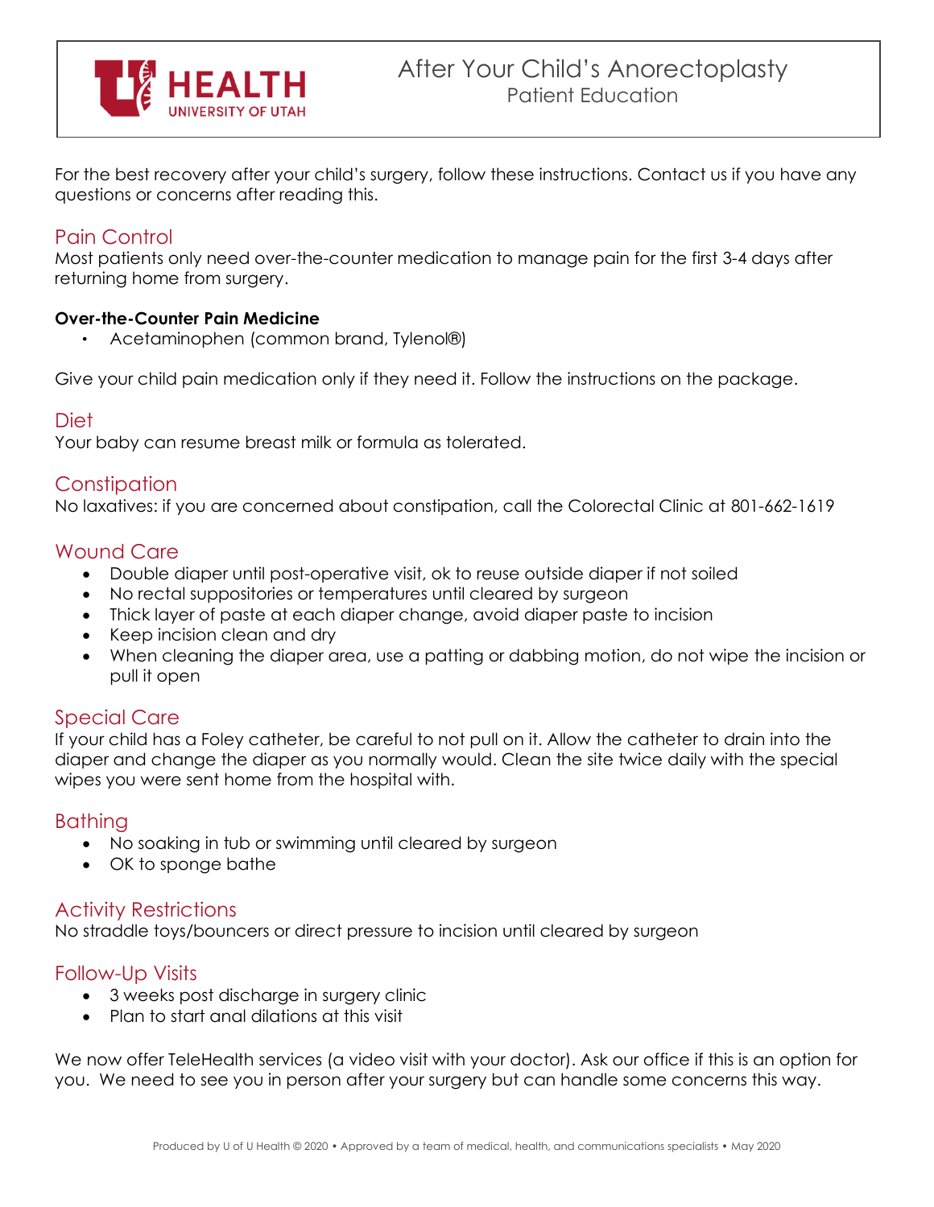# After Your Child's Anorectoplasty

Patient Education

For the best recovery after your child's surgery, follow these instructions. Contact us if you have any questions or concerns after reading this.

## Pain Control

Most patients only need over-the-counter medication to manage pain for the first 3-4 days after returning home from surgery.

**Over-the-Counter Pain Medicine**

- Acetaminophen (common brand, Tylenol®)

Give your child pain medication only if they need it. Follow the instructions on the package.

## Diet

Your baby can resume breast milk or formula as tolerated.

## Constipation

No laxatives: if you are concerned about constipation, call the Colorectal Clinic at 801-662-1619

## Wound Care

- Double diaper until post-operative visit, ok to reuse outside diaper if not soiled
- No rectal suppositories or temperatures until cleared by surgeon
- Thick layer of paste at each diaper change, avoid diaper paste to incision
- Keep incision clean and dry
- When cleaning the diaper area, use a patting or dabbing motion, do not wipe the incision or pull it open

## Special Care

If your child has a Foley catheter, be careful to not pull on it. Allow the catheter to drain into the diaper and change the diaper as you normally would. Clean the site twice daily with the special wipes you were sent home from the hospital with.

## Bathing

- No soaking in tub or swimming until cleared by surgeon
- OK to sponge bathe

## Activity Restrictions

No straddle toys/bouncers or direct pressure to incision until cleared by surgeon

## Follow-Up Visits

- 3 weeks post discharge in surgery clinic
- Plan to start anal dilations at this visit

We now offer TeleHealth services (a video visit with your doctor). Ask our office if this is an option for you. We need to see you in person after your surgery but can handle some concerns this way.

Produced by U of U Health © 2020 • Approved by a team of medical, health, and communications specialists • May 2020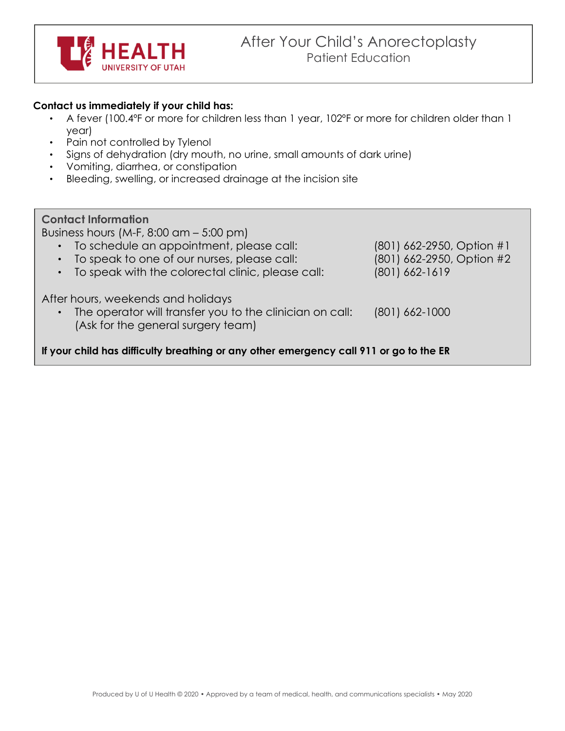**Contact us immediately if your child has:**

- A fever (100.4°F or more for children less than 1 year, 102°F or more for children older than 1 year)
- Pain not controlled by Tylenol
- Signs of dehydration (dry mouth, no urine, small amounts of dark urine)
- Vomiting, diarrhea, or constipation
- Bleeding, swelling, or increased drainage at the incision site

**Contact Information**

Business hours (M-F, 8:00 am – 5:00 pm)

- To schedule an appointment, please call: (801) 662-2950, Option #1
- To speak to one of our nurses, please call: (801) 662-2950, Option #2
- To speak with the colorectal clinic, please call: (801) 662-1619

After hours, weekends and holidays

- The operator will transfer you to the clinician on call: (801) 662-1000 (Ask for the general surgery team)

**If your child has difficulty breathing or any other emergency call 911 or go to the ER**

Produced by U of U Health © 2020 • Approved by a team of medical, health, and communications specialists • May 2020